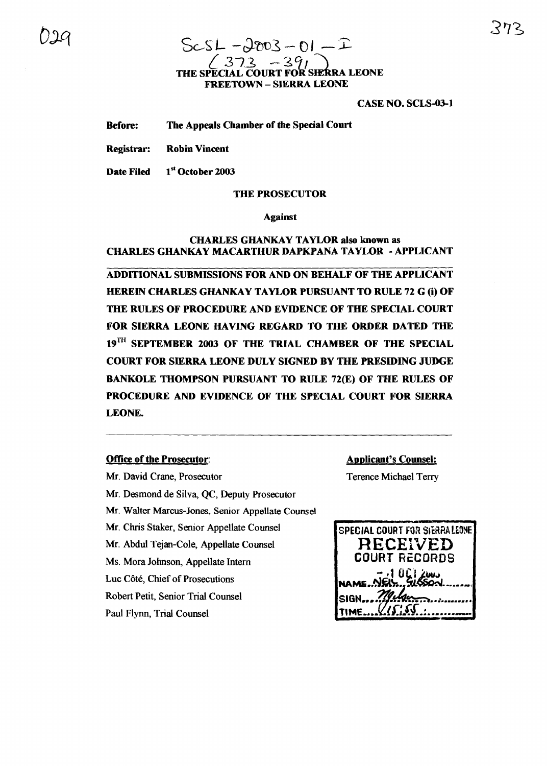SCSL - 2003 - 01 - I
(373 - 391)

**THE SPECIAL COURT FOR SIERRA LEONE**
**FREETOWN – SIERRA LEONE**

**CASE NO. SCLS-03-1**

**Before:** **The Appeals Chamber of the Special Court**

**Registrar:** **Robin Vincent**

**Date Filed** **1st October 2003**

**THE PROSECUTOR**

**Against**

**CHARLES GHANKAY TAYLOR also known as**
**CHARLES GHANKAY MACARTHUR DAPKPANA TAYLOR - APPLICANT**

---

**ADDITIONAL SUBMISSIONS FOR AND ON BEHALF OF THE APPLICANT HEREIN CHARLES GHANKAY TAYLOR PURSUANT TO RULE 72 G (i) OF THE RULES OF PROCEDURE AND EVIDENCE OF THE SPECIAL COURT FOR SIERRA LEONE HAVING REGARD TO THE ORDER DATED THE 19TH SEPTEMBER 2003 OF THE TRIAL CHAMBER OF THE SPECIAL COURT FOR SIERRA LEONE DULY SIGNED BY THE PRESIDING JUDGE BANKOLE THOMPSON PURSUANT TO RULE 72(E) OF THE RULES OF PROCEDURE AND EVIDENCE OF THE SPECIAL COURT FOR SIERRA LEONE.**

---

**Office of the Prosecutor:**

Mr. David Crane, Prosecutor
Mr. Desmond de Silva, QC, Deputy Prosecutor
Mr. Walter Marcus-Jones, Senior Appellate Counsel
Mr. Chris Staker, Senior Appellate Counsel
Mr. Abdul Tejan-Cole, Appellate Counsel
Ms. Mora Johnson, Appellate Intern
Luc Côté, Chief of Prosecutions
Robert Petit, Senior Trial Counsel
Paul Flynn, Trial Counsel

**Applicant's Counsel:**

Terence Michael Terry

SPECIAL COURT FOR SIERRA LEONE
RECEIVED
COURT RECORDS
- 1 OCT 2003
NAME: NEIL GIBSON
SIGN: [signature]
TIME: 15:55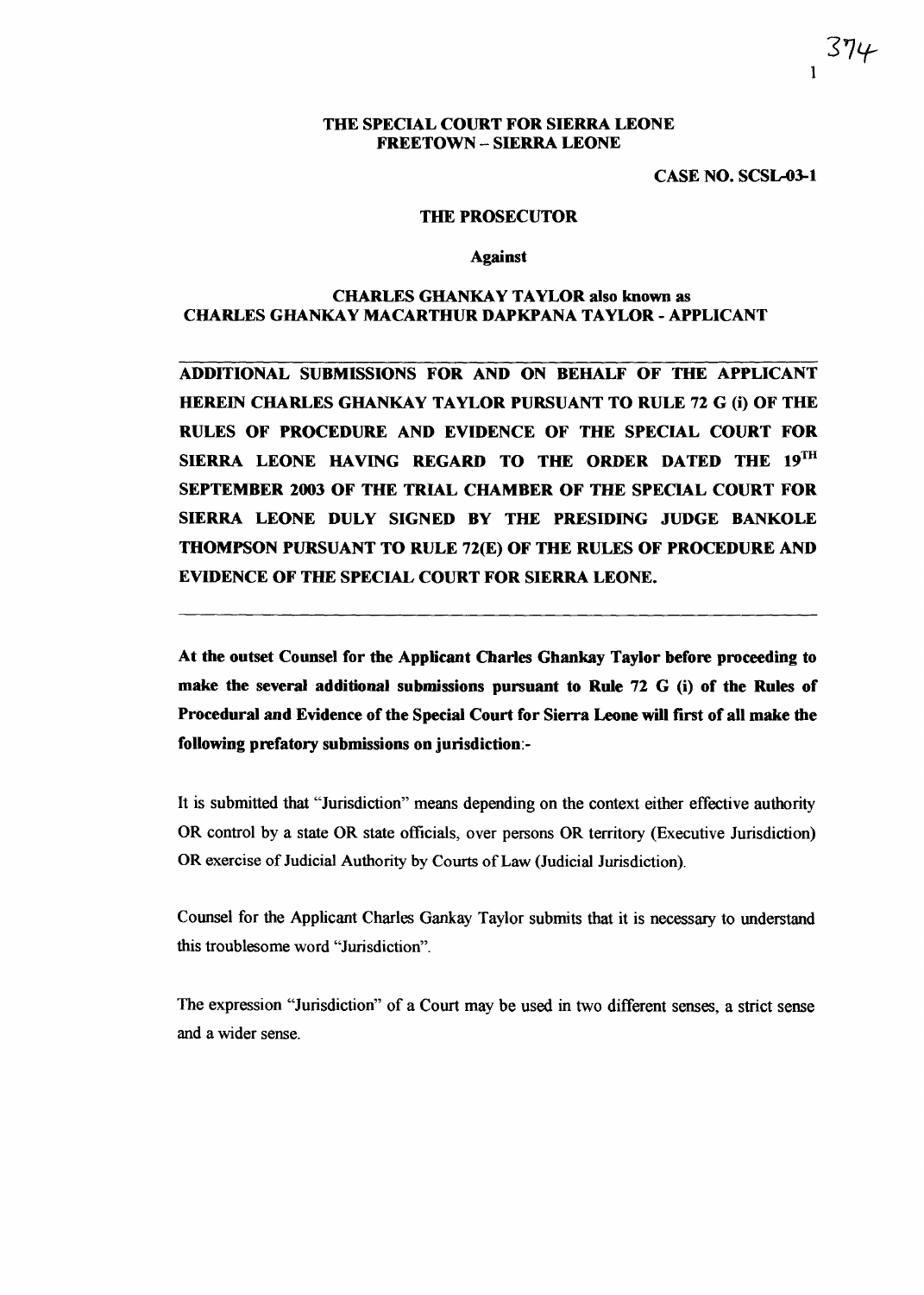**THE SPECIAL COURT FOR SIERRA LEONE**
**FREETOWN – SIERRA LEONE**

**CASE NO. SCSL-03-1**

**THE PROSECUTOR**

**Against**

**CHARLES GHANKAY TAYLOR also known as**
**CHARLES GHANKAY MACARTHUR DAPKPANA TAYLOR - APPLICANT**

---

**ADDITIONAL SUBMISSIONS FOR AND ON BEHALF OF THE APPLICANT HEREIN CHARLES GHANKAY TAYLOR PURSUANT TO RULE 72 G (i) OF THE RULES OF PROCEDURE AND EVIDENCE OF THE SPECIAL COURT FOR SIERRA LEONE HAVING REGARD TO THE ORDER DATED THE 19TH SEPTEMBER 2003 OF THE TRIAL CHAMBER OF THE SPECIAL COURT FOR SIERRA LEONE DULY SIGNED BY THE PRESIDING JUDGE BANKOLE THOMPSON PURSUANT TO RULE 72(E) OF THE RULES OF PROCEDURE AND EVIDENCE OF THE SPECIAL COURT FOR SIERRA LEONE.**

---

**At the outset Counsel for the Applicant Charles Ghankay Taylor before proceeding to make the several additional submissions pursuant to Rule 72 G (i) of the Rules of Procedural and Evidence of the Special Court for Sierra Leone will first of all make the following prefatory submissions on jurisdiction:-**

It is submitted that "Jurisdiction" means depending on the context either effective authority OR control by a state OR state officials, over persons OR territory (Executive Jurisdiction) OR exercise of Judicial Authority by Courts of Law (Judicial Jurisdiction).

Counsel for the Applicant Charles Gankay Taylor submits that it is necessary to understand this troublesome word "Jurisdiction".

The expression "Jurisdiction" of a Court may be used in two different senses, a strict sense and a wider sense.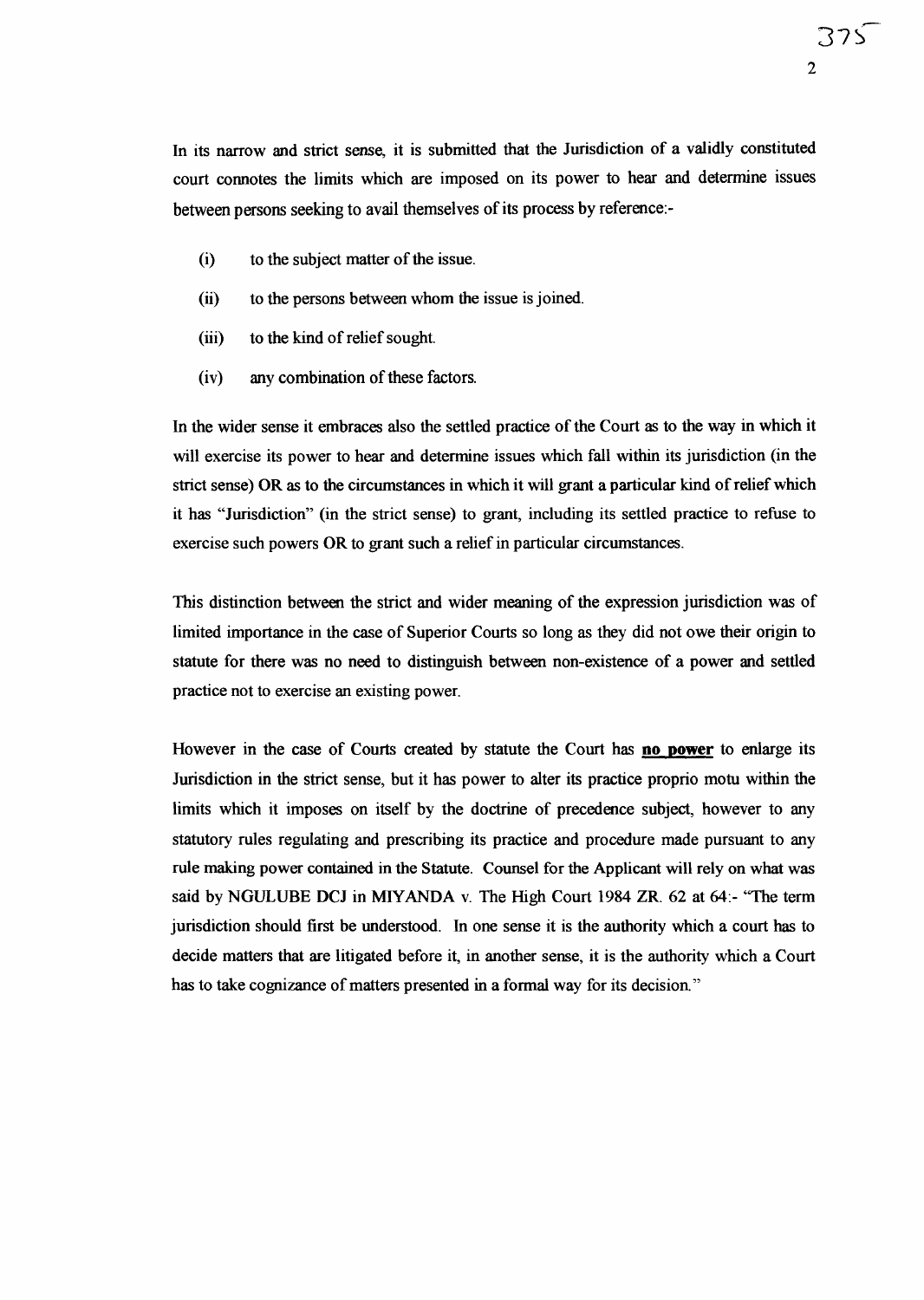In its narrow and strict sense, it is submitted that the Jurisdiction of a validly constituted court connotes the limits which are imposed on its power to hear and determine issues between persons seeking to avail themselves of its process by reference:-

(i) to the subject matter of the issue.

(ii) to the persons between whom the issue is joined.

(iii) to the kind of relief sought.

(iv) any combination of these factors.

In the wider sense it embraces also the settled practice of the Court as to the way in which it will exercise its power to hear and determine issues which fall within its jurisdiction (in the strict sense) OR as to the circumstances in which it will grant a particular kind of relief which it has "Jurisdiction" (in the strict sense) to grant, including its settled practice to refuse to exercise such powers OR to grant such a relief in particular circumstances.

This distinction between the strict and wider meaning of the expression jurisdiction was of limited importance in the case of Superior Courts so long as they did not owe their origin to statute for there was no need to distinguish between non-existence of a power and settled practice not to exercise an existing power.

However in the case of Courts created by statute the Court has **no power** to enlarge its Jurisdiction in the strict sense, but it has power to alter its practice proprio motu within the limits which it imposes on itself by the doctrine of precedence subject, however to any statutory rules regulating and prescribing its practice and procedure made pursuant to any rule making power contained in the Statute. Counsel for the Applicant will rely on what was said by NGULUBE DCJ in MIYANDA v. The High Court 1984 ZR. 62 at 64:- "The term jurisdiction should first be understood. In one sense it is the authority which a court has to decide matters that are litigated before it, in another sense, it is the authority which a Court has to take cognizance of matters presented in a formal way for its decision."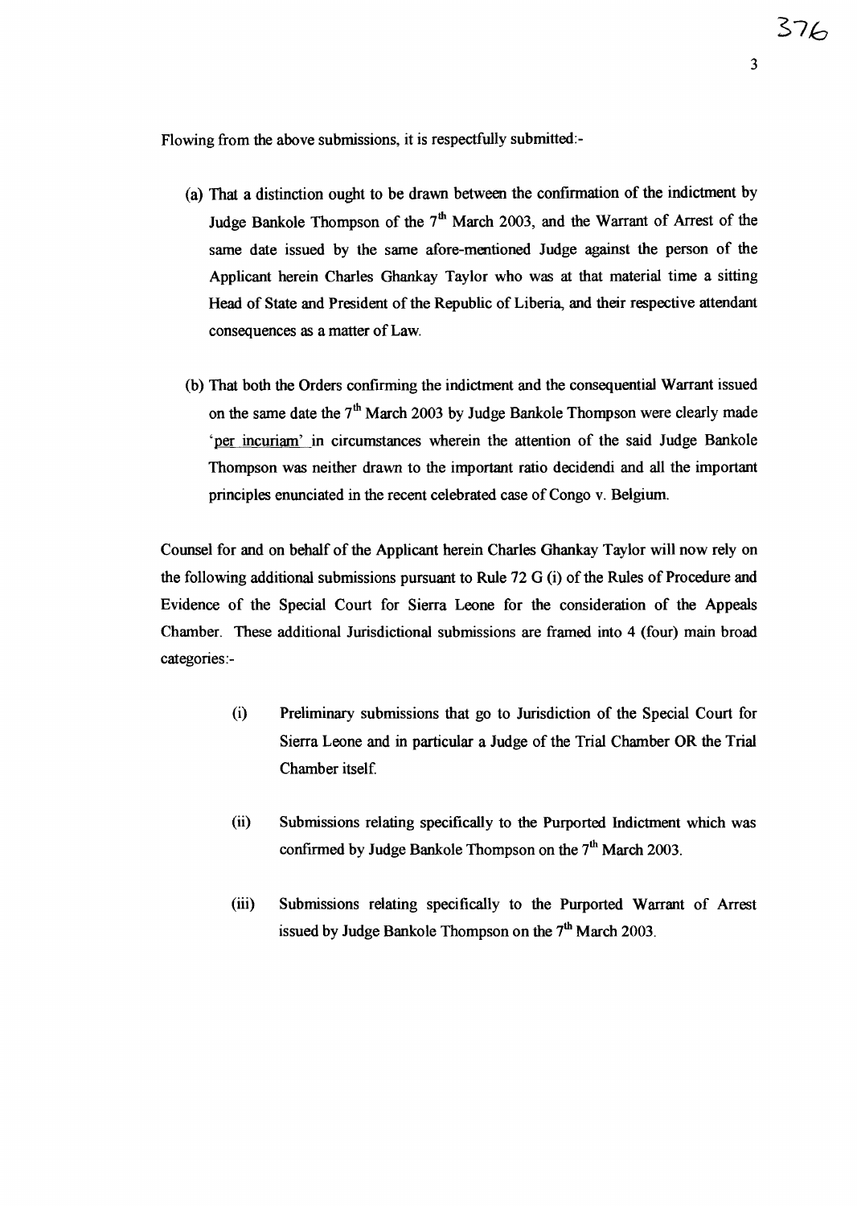Flowing from the above submissions, it is respectfully submitted:-

(a) That a distinction ought to be drawn between the confirmation of the indictment by Judge Bankole Thompson of the 7th March 2003, and the Warrant of Arrest of the same date issued by the same afore-mentioned Judge against the person of the Applicant herein Charles Ghankay Taylor who was at that material time a sitting Head of State and President of the Republic of Liberia, and their respective attendant consequences as a matter of Law.

(b) That both the Orders confirming the indictment and the consequential Warrant issued on the same date the 7th March 2003 by Judge Bankole Thompson were clearly made 'per incuriam' in circumstances wherein the attention of the said Judge Bankole Thompson was neither drawn to the important ratio decidendi and all the important principles enunciated in the recent celebrated case of Congo v. Belgium.

Counsel for and on behalf of the Applicant herein Charles Ghankay Taylor will now rely on the following additional submissions pursuant to Rule 72 G (i) of the Rules of Procedure and Evidence of the Special Court for Sierra Leone for the consideration of the Appeals Chamber. These additional Jurisdictional submissions are framed into 4 (four) main broad categories:-

(i) Preliminary submissions that go to Jurisdiction of the Special Court for Sierra Leone and in particular a Judge of the Trial Chamber OR the Trial Chamber itself.

(ii) Submissions relating specifically to the Purported Indictment which was confirmed by Judge Bankole Thompson on the 7th March 2003.

(iii) Submissions relating specifically to the Purported Warrant of Arrest issued by Judge Bankole Thompson on the 7th March 2003.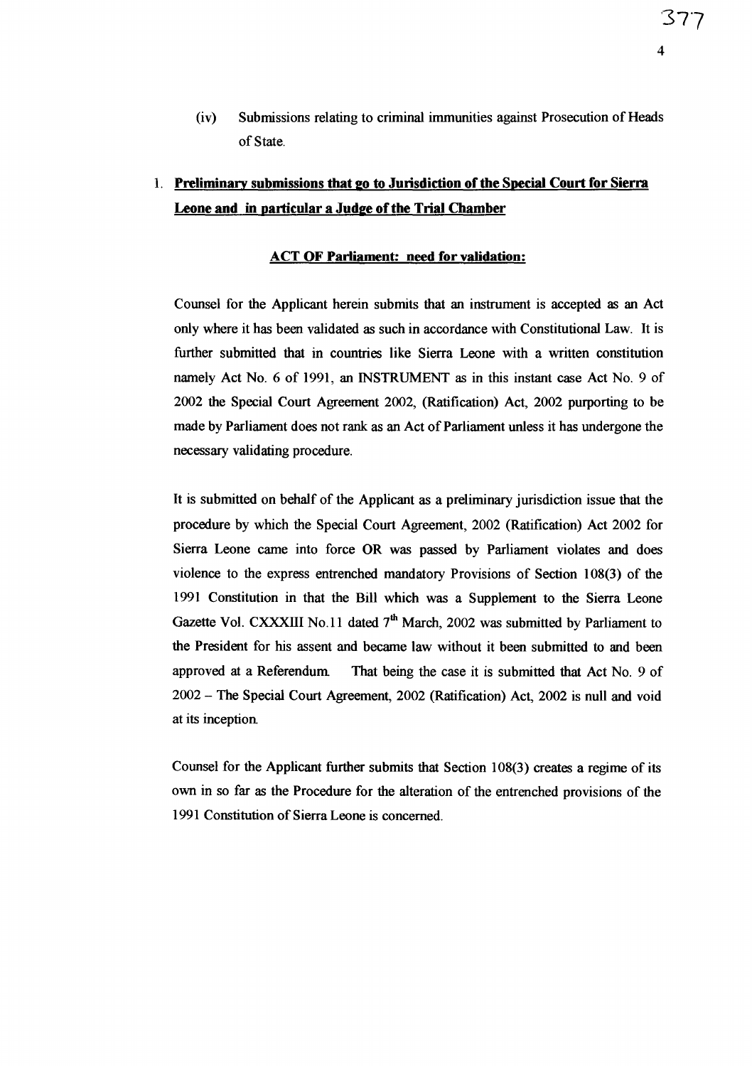(iv) Submissions relating to criminal immunities against Prosecution of Heads of State.

1. **Preliminary submissions that go to Jurisdiction of the Special Court for Sierra Leone and in particular a Judge of the Trial Chamber**

**ACT OF Parliament: need for validation:**

Counsel for the Applicant herein submits that an instrument is accepted as an Act only where it has been validated as such in accordance with Constitutional Law. It is further submitted that in countries like Sierra Leone with a written constitution namely Act No. 6 of 1991, an INSTRUMENT as in this instant case Act No. 9 of 2002 the Special Court Agreement 2002, (Ratification) Act, 2002 purporting to be made by Parliament does not rank as an Act of Parliament unless it has undergone the necessary validating procedure.

It is submitted on behalf of the Applicant as a preliminary jurisdiction issue that the procedure by which the Special Court Agreement, 2002 (Ratification) Act 2002 for Sierra Leone came into force OR was passed by Parliament violates and does violence to the express entrenched mandatory Provisions of Section 108(3) of the 1991 Constitution in that the Bill which was a Supplement to the Sierra Leone Gazette Vol. CXXXIII No.11 dated 7th March, 2002 was submitted by Parliament to the President for his assent and became law without it been submitted to and been approved at a Referendum. That being the case it is submitted that Act No. 9 of 2002 – The Special Court Agreement, 2002 (Ratification) Act, 2002 is null and void at its inception.

Counsel for the Applicant further submits that Section 108(3) creates a regime of its own in so far as the Procedure for the alteration of the entrenched provisions of the 1991 Constitution of Sierra Leone is concerned.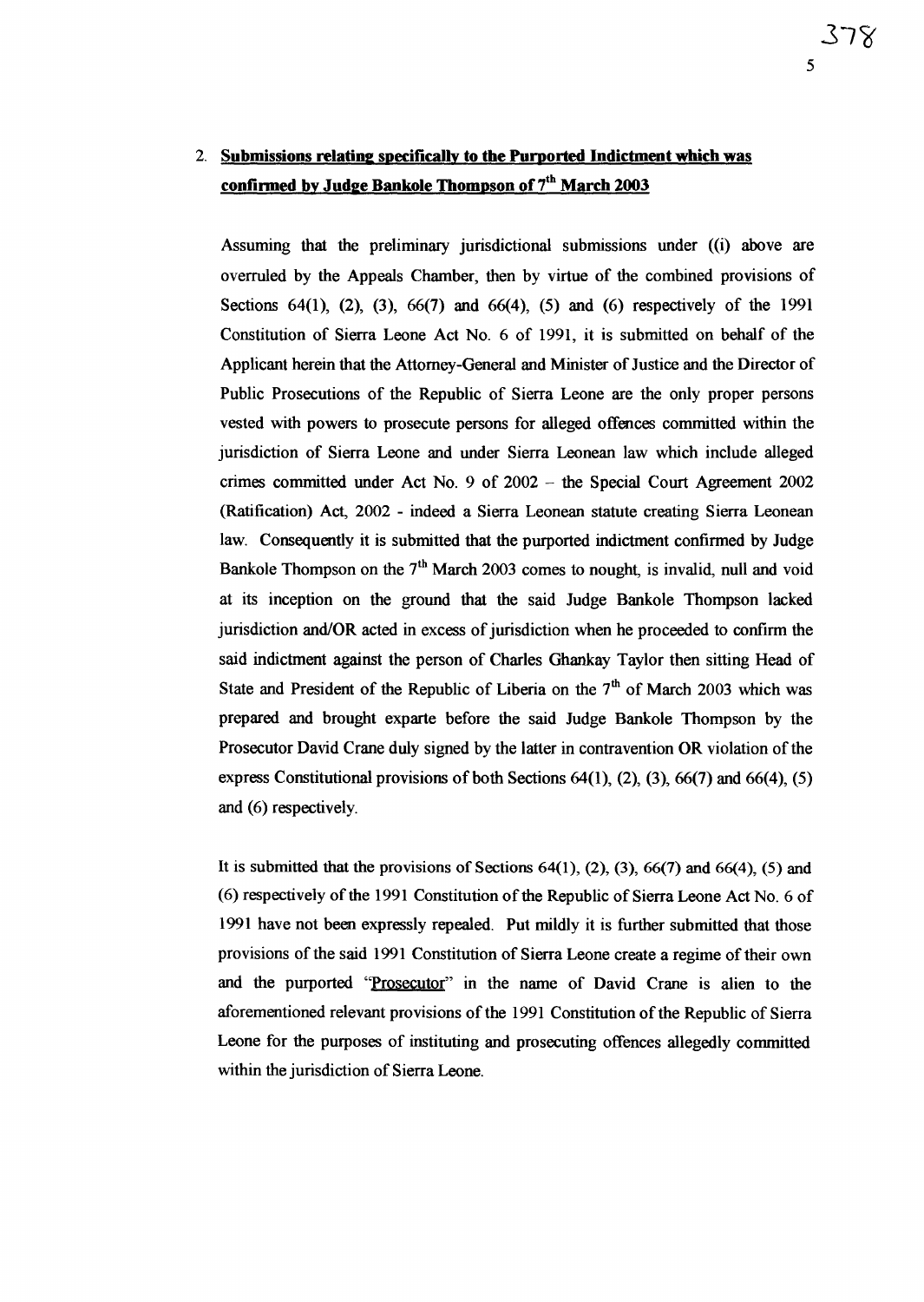2. **Submissions relating specifically to the Purported Indictment which was confirmed by Judge Bankole Thompson of 7[th] March 2003**

Assuming that the preliminary jurisdictional submissions under ((i) above are overruled by the Appeals Chamber, then by virtue of the combined provisions of Sections 64(1), (2), (3), 66(7) and 66(4), (5) and (6) respectively of the 1991 Constitution of Sierra Leone Act No. 6 of 1991, it is submitted on behalf of the Applicant herein that the Attorney-General and Minister of Justice and the Director of Public Prosecutions of the Republic of Sierra Leone are the only proper persons vested with powers to prosecute persons for alleged offences committed within the jurisdiction of Sierra Leone and under Sierra Leonean law which include alleged crimes committed under Act No. 9 of 2002 – the Special Court Agreement 2002 (Ratification) Act, 2002 - indeed a Sierra Leonean statute creating Sierra Leonean law. Consequently it is submitted that the purported indictment confirmed by Judge Bankole Thompson on the 7[th] March 2003 comes to nought, is invalid, null and void at its inception on the ground that the said Judge Bankole Thompson lacked jurisdiction and/OR acted in excess of jurisdiction when he proceeded to confirm the said indictment against the person of Charles Ghankay Taylor then sitting Head of State and President of the Republic of Liberia on the 7[th] of March 2003 which was prepared and brought exparte before the said Judge Bankole Thompson by the Prosecutor David Crane duly signed by the latter in contravention OR violation of the express Constitutional provisions of both Sections 64(1), (2), (3), 66(7) and 66(4), (5) and (6) respectively.

It is submitted that the provisions of Sections 64(1), (2), (3), 66(7) and 66(4), (5) and (6) respectively of the 1991 Constitution of the Republic of Sierra Leone Act No. 6 of 1991 have not been expressly repealed. Put mildly it is further submitted that those provisions of the said 1991 Constitution of Sierra Leone create a regime of their own and the purported "Prosecutor" in the name of David Crane is alien to the aforementioned relevant provisions of the 1991 Constitution of the Republic of Sierra Leone for the purposes of instituting and prosecuting offences allegedly committed within the jurisdiction of Sierra Leone.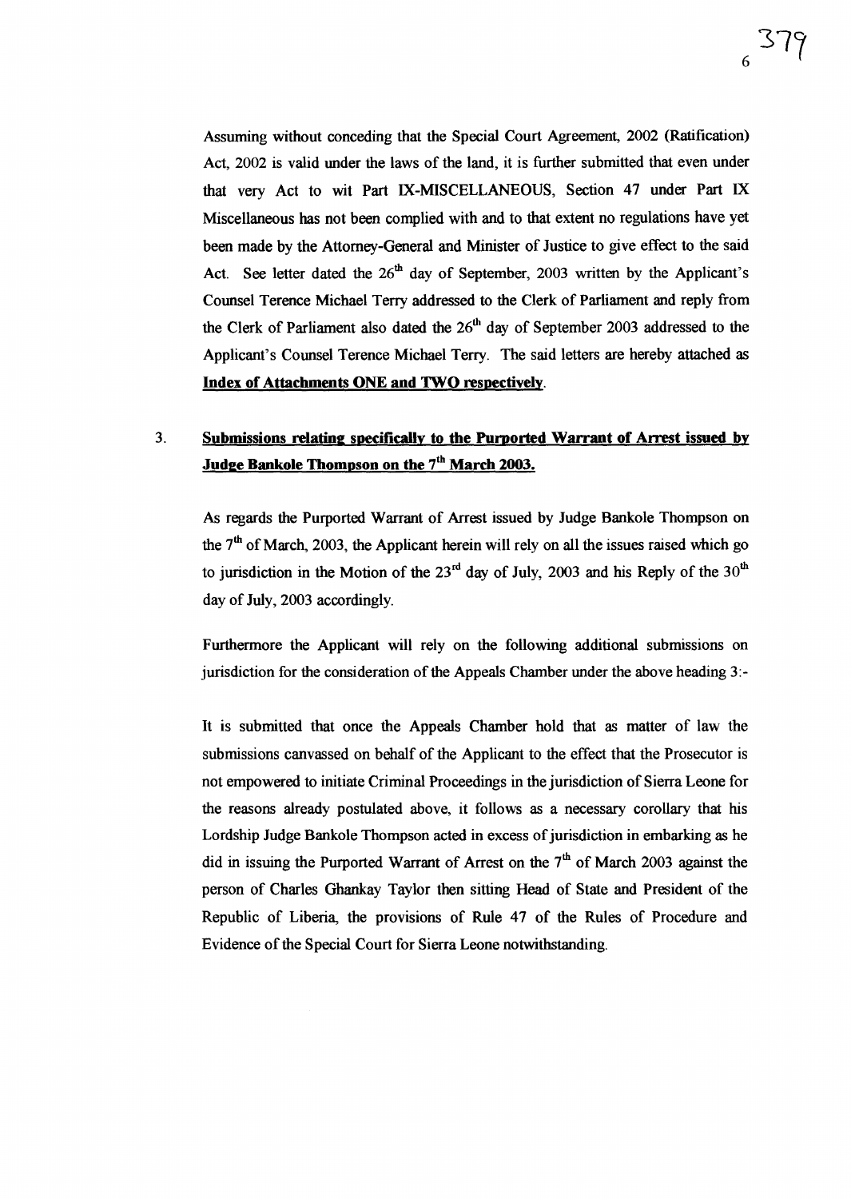Assuming without conceding that the Special Court Agreement, 2002 (Ratification) Act, 2002 is valid under the laws of the land, it is further submitted that even under that very Act to wit Part IX-MISCELLANEOUS, Section 47 under Part IX Miscellaneous has not been complied with and to that extent no regulations have yet been made by the Attorney-General and Minister of Justice to give effect to the said Act. See letter dated the 26th day of September, 2003 written by the Applicant's Counsel Terence Michael Terry addressed to the Clerk of Parliament and reply from the Clerk of Parliament also dated the 26th day of September 2003 addressed to the Applicant's Counsel Terence Michael Terry. The said letters are hereby attached as **Index of Attachments ONE and TWO respectively**.

3. **Submissions relating specifically to the Purported Warrant of Arrest issued by Judge Bankole Thompson on the 7th March 2003.**

As regards the Purported Warrant of Arrest issued by Judge Bankole Thompson on the 7th of March, 2003, the Applicant herein will rely on all the issues raised which go to jurisdiction in the Motion of the 23rd day of July, 2003 and his Reply of the 30th day of July, 2003 accordingly.

Furthermore the Applicant will rely on the following additional submissions on jurisdiction for the consideration of the Appeals Chamber under the above heading 3:-

It is submitted that once the Appeals Chamber hold that as matter of law the submissions canvassed on behalf of the Applicant to the effect that the Prosecutor is not empowered to initiate Criminal Proceedings in the jurisdiction of Sierra Leone for the reasons already postulated above, it follows as a necessary corollary that his Lordship Judge Bankole Thompson acted in excess of jurisdiction in embarking as he did in issuing the Purported Warrant of Arrest on the 7th of March 2003 against the person of Charles Ghankay Taylor then sitting Head of State and President of the Republic of Liberia, the provisions of Rule 47 of the Rules of Procedure and Evidence of the Special Court for Sierra Leone notwithstanding.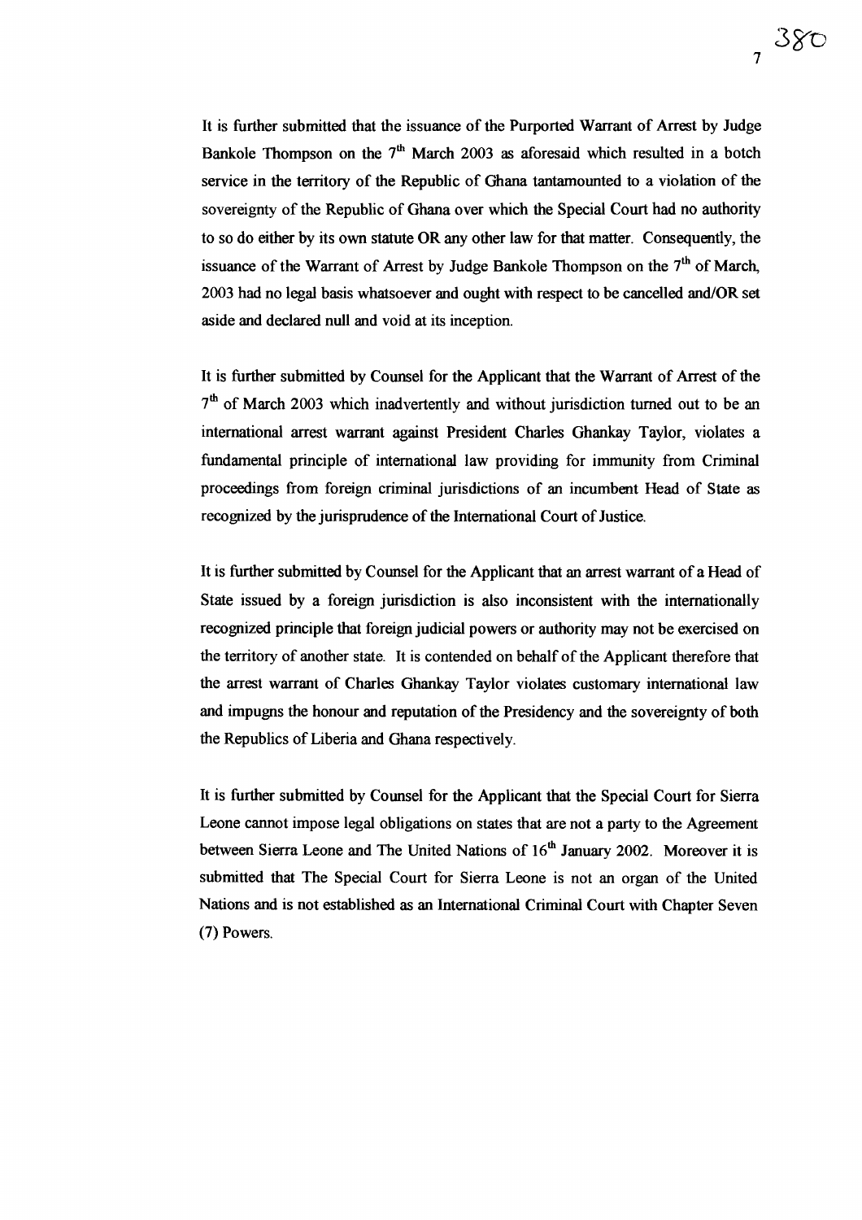It is further submitted that the issuance of the Purported Warrant of Arrest by Judge Bankole Thompson on the 7th March 2003 as aforesaid which resulted in a botch service in the territory of the Republic of Ghana tantamounted to a violation of the sovereignty of the Republic of Ghana over which the Special Court had no authority to so do either by its own statute OR any other law for that matter. Consequently, the issuance of the Warrant of Arrest by Judge Bankole Thompson on the 7th of March, 2003 had no legal basis whatsoever and ought with respect to be cancelled and/OR set aside and declared null and void at its inception.

It is further submitted by Counsel for the Applicant that the Warrant of Arrest of the 7th of March 2003 which inadvertently and without jurisdiction turned out to be an international arrest warrant against President Charles Ghankay Taylor, violates a fundamental principle of international law providing for immunity from Criminal proceedings from foreign criminal jurisdictions of an incumbent Head of State as recognized by the jurisprudence of the International Court of Justice.

It is further submitted by Counsel for the Applicant that an arrest warrant of a Head of State issued by a foreign jurisdiction is also inconsistent with the internationally recognized principle that foreign judicial powers or authority may not be exercised on the territory of another state. It is contended on behalf of the Applicant therefore that the arrest warrant of Charles Ghankay Taylor violates customary international law and impugns the honour and reputation of the Presidency and the sovereignty of both the Republics of Liberia and Ghana respectively.

It is further submitted by Counsel for the Applicant that the Special Court for Sierra Leone cannot impose legal obligations on states that are not a party to the Agreement between Sierra Leone and The United Nations of 16th January 2002. Moreover it is submitted that The Special Court for Sierra Leone is not an organ of the United Nations and is not established as an International Criminal Court with Chapter Seven (7) Powers.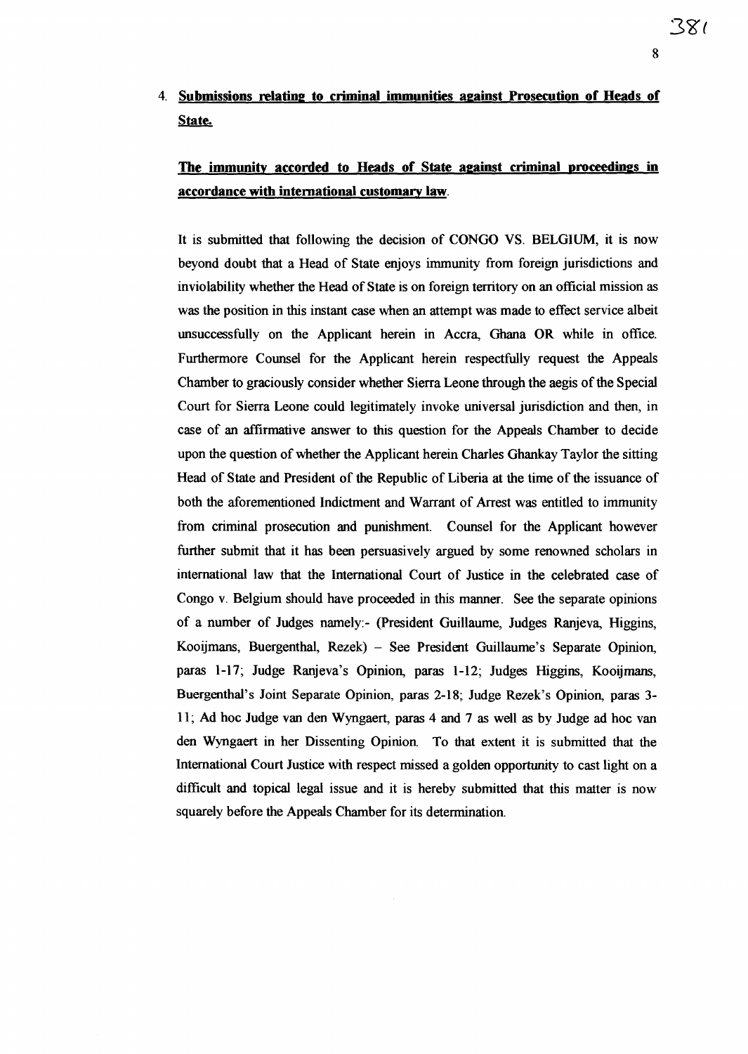## 4. **Submissions relating to criminal immunities against Prosecution of Heads of State.**

**The immunity accorded to Heads of State against criminal proceedings in accordance with international customary law.**

It is submitted that following the decision of CONGO VS. BELGIUM, it is now beyond doubt that a Head of State enjoys immunity from foreign jurisdictions and inviolability whether the Head of State is on foreign territory on an official mission as was the position in this instant case when an attempt was made to effect service albeit unsuccessfully on the Applicant herein in Accra, Ghana OR while in office. Furthermore Counsel for the Applicant herein respectfully request the Appeals Chamber to graciously consider whether Sierra Leone through the aegis of the Special Court for Sierra Leone could legitimately invoke universal jurisdiction and then, in case of an affirmative answer to this question for the Appeals Chamber to decide upon the question of whether the Applicant herein Charles Ghankay Taylor the sitting Head of State and President of the Republic of Liberia at the time of the issuance of both the aforementioned Indictment and Warrant of Arrest was entitled to immunity from criminal prosecution and punishment. Counsel for the Applicant however further submit that it has been persuasively argued by some renowned scholars in international law that the International Court of Justice in the celebrated case of Congo v. Belgium should have proceeded in this manner. See the separate opinions of a number of Judges namely:- (President Guillaume, Judges Ranjeva, Higgins, Kooijmans, Buergenthal, Rezek) – See President Guillaume's Separate Opinion, paras 1-17; Judge Ranjeva's Opinion, paras 1-12; Judges Higgins, Kooijmans, Buergenthal's Joint Separate Opinion, paras 2-18; Judge Rezek's Opinion, paras 3-11; Ad hoc Judge van den Wyngaert, paras 4 and 7 as well as by Judge ad hoc van den Wyngaert in her Dissenting Opinion. To that extent it is submitted that the International Court Justice with respect missed a golden opportunity to cast light on a difficult and topical legal issue and it is hereby submitted that this matter is now squarely before the Appeals Chamber for its determination.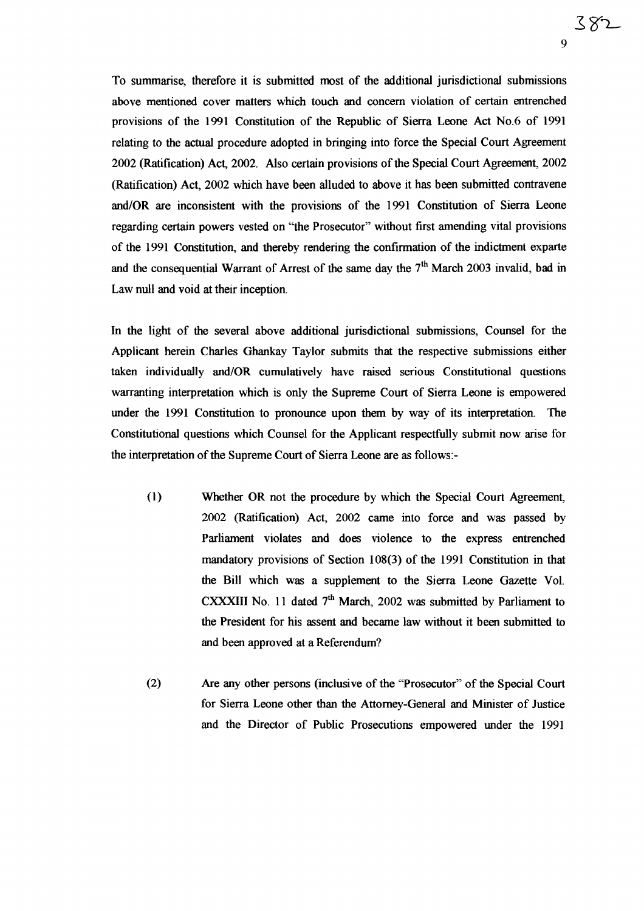To summarise, therefore it is submitted most of the additional jurisdictional submissions above mentioned cover matters which touch and concern violation of certain entrenched provisions of the 1991 Constitution of the Republic of Sierra Leone Act No.6 of 1991 relating to the actual procedure adopted in bringing into force the Special Court Agreement 2002 (Ratification) Act, 2002. Also certain provisions of the Special Court Agreement, 2002 (Ratification) Act, 2002 which have been alluded to above it has been submitted contravene and/OR are inconsistent with the provisions of the 1991 Constitution of Sierra Leone regarding certain powers vested on "the Prosecutor" without first amending vital provisions of the 1991 Constitution, and thereby rendering the confirmation of the indictment exparte and the consequential Warrant of Arrest of the same day the 7th March 2003 invalid, bad in Law null and void at their inception.

In the light of the several above additional jurisdictional submissions, Counsel for the Applicant herein Charles Ghankay Taylor submits that the respective submissions either taken individually and/OR cumulatively have raised serious Constitutional questions warranting interpretation which is only the Supreme Court of Sierra Leone is empowered under the 1991 Constitution to pronounce upon them by way of its interpretation. The Constitutional questions which Counsel for the Applicant respectfully submit now arise for the interpretation of the Supreme Court of Sierra Leone are as follows:-

(1) Whether OR not the procedure by which the Special Court Agreement, 2002 (Ratification) Act, 2002 came into force and was passed by Parliament violates and does violence to the express entrenched mandatory provisions of Section 108(3) of the 1991 Constitution in that the Bill which was a supplement to the Sierra Leone Gazette Vol. CXXXIII No. 11 dated 7th March, 2002 was submitted by Parliament to the President for his assent and became law without it been submitted to and been approved at a Referendum?

(2) Are any other persons (inclusive of the "Prosecutor" of the Special Court for Sierra Leone other than the Attorney-General and Minister of Justice and the Director of Public Prosecutions empowered under the 1991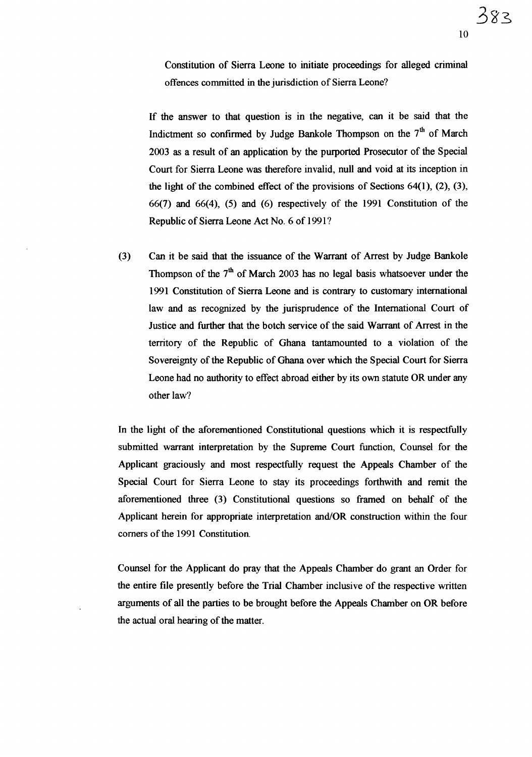Constitution of Sierra Leone to initiate proceedings for alleged criminal offences committed in the jurisdiction of Sierra Leone?

If the answer to that question is in the negative, can it be said that the Indictment so confirmed by Judge Bankole Thompson on the 7th of March 2003 as a result of an application by the purported Prosecutor of the Special Court for Sierra Leone was therefore invalid, null and void at its inception in the light of the combined effect of the provisions of Sections 64(1), (2), (3), 66(7) and 66(4), (5) and (6) respectively of the 1991 Constitution of the Republic of Sierra Leone Act No. 6 of 1991?

(3) Can it be said that the issuance of the Warrant of Arrest by Judge Bankole Thompson of the 7th of March 2003 has no legal basis whatsoever under the 1991 Constitution of Sierra Leone and is contrary to customary international law and as recognized by the jurisprudence of the International Court of Justice and further that the botch service of the said Warrant of Arrest in the territory of the Republic of Ghana tantamounted to a violation of the Sovereignty of the Republic of Ghana over which the Special Court for Sierra Leone had no authority to effect abroad either by its own statute OR under any other law?

In the light of the aforementioned Constitutional questions which it is respectfully submitted warrant interpretation by the Supreme Court function, Counsel for the Applicant graciously and most respectfully request the Appeals Chamber of the Special Court for Sierra Leone to stay its proceedings forthwith and remit the aforementioned three (3) Constitutional questions so framed on behalf of the Applicant herein for appropriate interpretation and/OR construction within the four corners of the 1991 Constitution.

Counsel for the Applicant do pray that the Appeals Chamber do grant an Order for the entire file presently before the Trial Chamber inclusive of the respective written arguments of all the parties to be brought before the Appeals Chamber on OR before the actual oral hearing of the matter.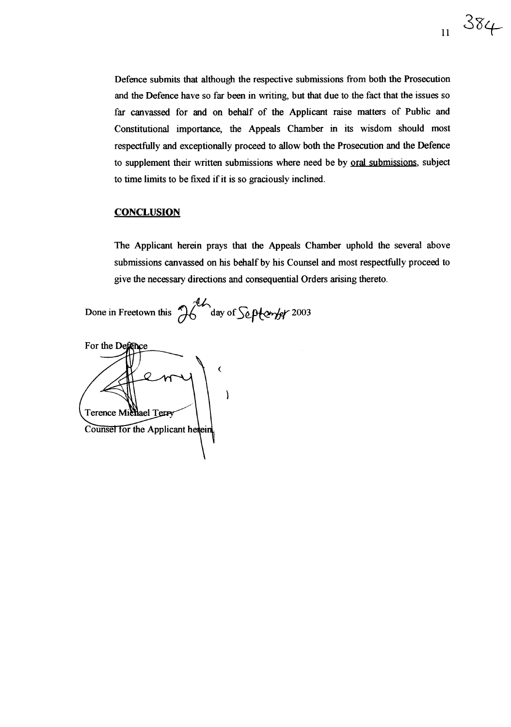Defence submits that although the respective submissions from both the Prosecution and the Defence have so far been in writing, but that due to the fact that the issues so far canvassed for and on behalf of the Applicant raise matters of Public and Constitutional importance, the Appeals Chamber in its wisdom should most respectfully and exceptionally proceed to allow both the Prosecution and the Defence to supplement their written submissions where need be by <u>oral submissions</u>, subject to time limits to be fixed if it is so graciously inclined.

## <u>CONCLUSION</u>

The Applicant herein prays that the Appeals Chamber uphold the several above submissions canvassed on his behalf by his Counsel and most respectfully proceed to give the necessary directions and consequential Orders arising thereto.

Done in Freetown this 26th day of September 2003

For the Defence

Terence Michael Terry
Counsel for the Applicant herein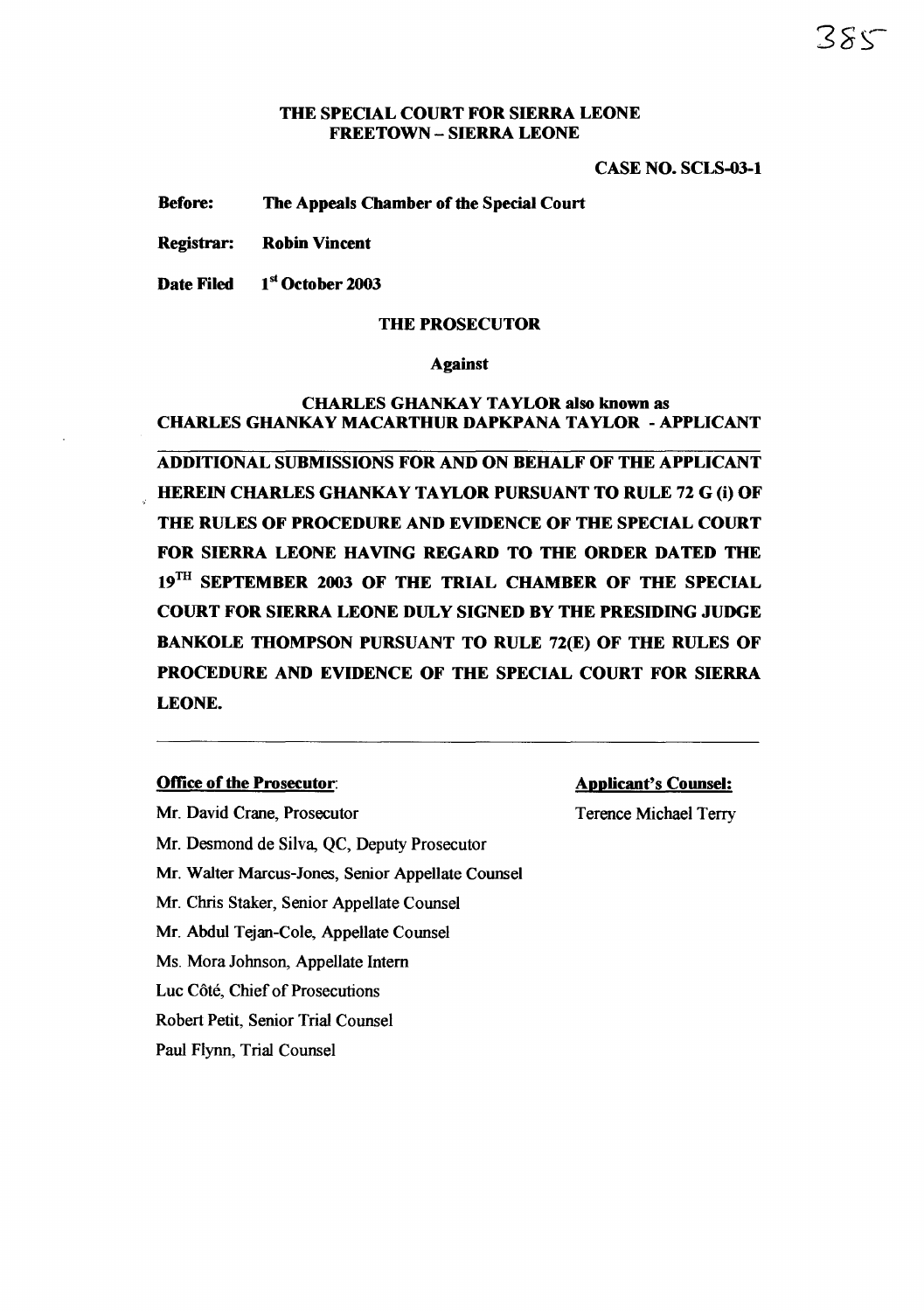**THE SPECIAL COURT FOR SIERRA LEONE**
**FREETOWN – SIERRA LEONE**

**CASE NO. SCLS-03-1**

**Before:** **The Appeals Chamber of the Special Court**

**Registrar:** **Robin Vincent**

**Date Filed** **1st October 2003**

**THE PROSECUTOR**

**Against**

**CHARLES GHANKAY TAYLOR also known as CHARLES GHANKAY MACARTHUR DAPKPANA TAYLOR - APPLICANT**

**ADDITIONAL SUBMISSIONS FOR AND ON BEHALF OF THE APPLICANT HEREIN CHARLES GHANKAY TAYLOR PURSUANT TO RULE 72 G (i) OF THE RULES OF PROCEDURE AND EVIDENCE OF THE SPECIAL COURT FOR SIERRA LEONE HAVING REGARD TO THE ORDER DATED THE 19TH SEPTEMBER 2003 OF THE TRIAL CHAMBER OF THE SPECIAL COURT FOR SIERRA LEONE DULY SIGNED BY THE PRESIDING JUDGE BANKOLE THOMPSON PURSUANT TO RULE 72(E) OF THE RULES OF PROCEDURE AND EVIDENCE OF THE SPECIAL COURT FOR SIERRA LEONE.**

---

**Office of the Prosecutor:**

Mr. David Crane, Prosecutor
Mr. Desmond de Silva, QC, Deputy Prosecutor
Mr. Walter Marcus-Jones, Senior Appellate Counsel
Mr. Chris Staker, Senior Appellate Counsel
Mr. Abdul Tejan-Cole, Appellate Counsel
Ms. Mora Johnson, Appellate Intern
Luc Côté, Chief of Prosecutions
Robert Petit, Senior Trial Counsel
Paul Flynn, Trial Counsel

**Applicant's Counsel:**

Terence Michael Terry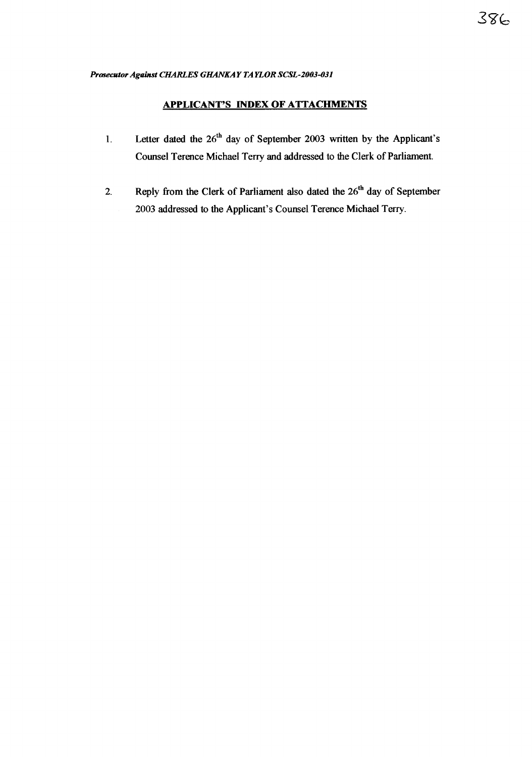*Prosecutor Against CHARLES GHANKAY TAYLOR SCSL-2003-031*

## APPLICANT'S INDEX OF ATTACHMENTS

1. Letter dated the 26th day of September 2003 written by the Applicant's Counsel Terence Michael Terry and addressed to the Clerk of Parliament.

2. Reply from the Clerk of Parliament also dated the 26th day of September 2003 addressed to the Applicant's Counsel Terence Michael Terry.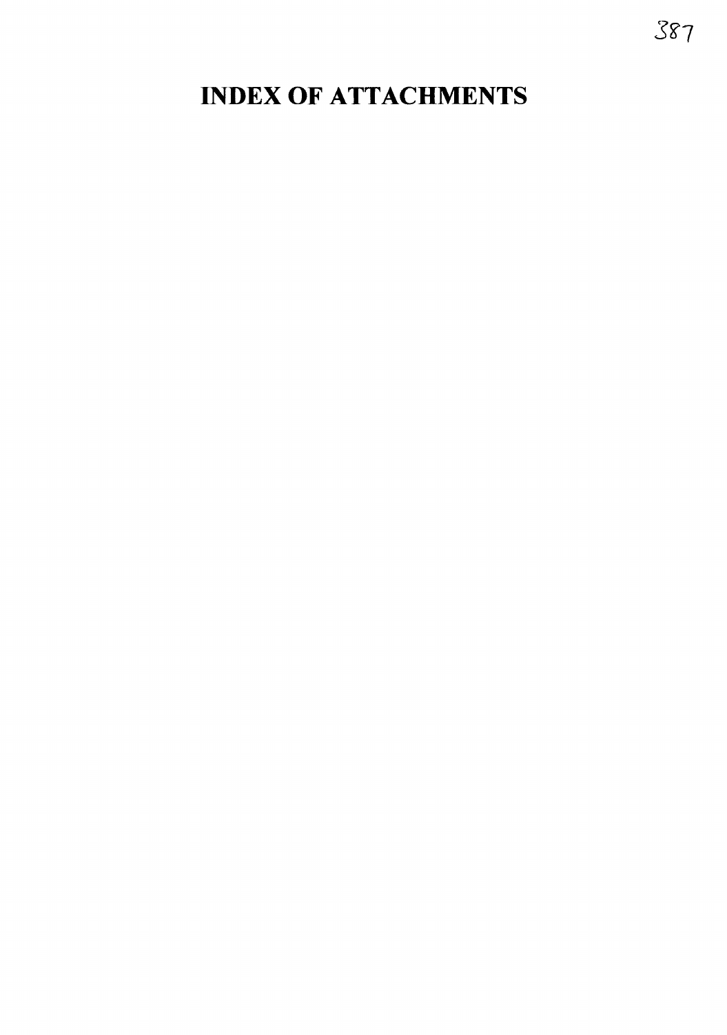# INDEX OF ATTACHMENTS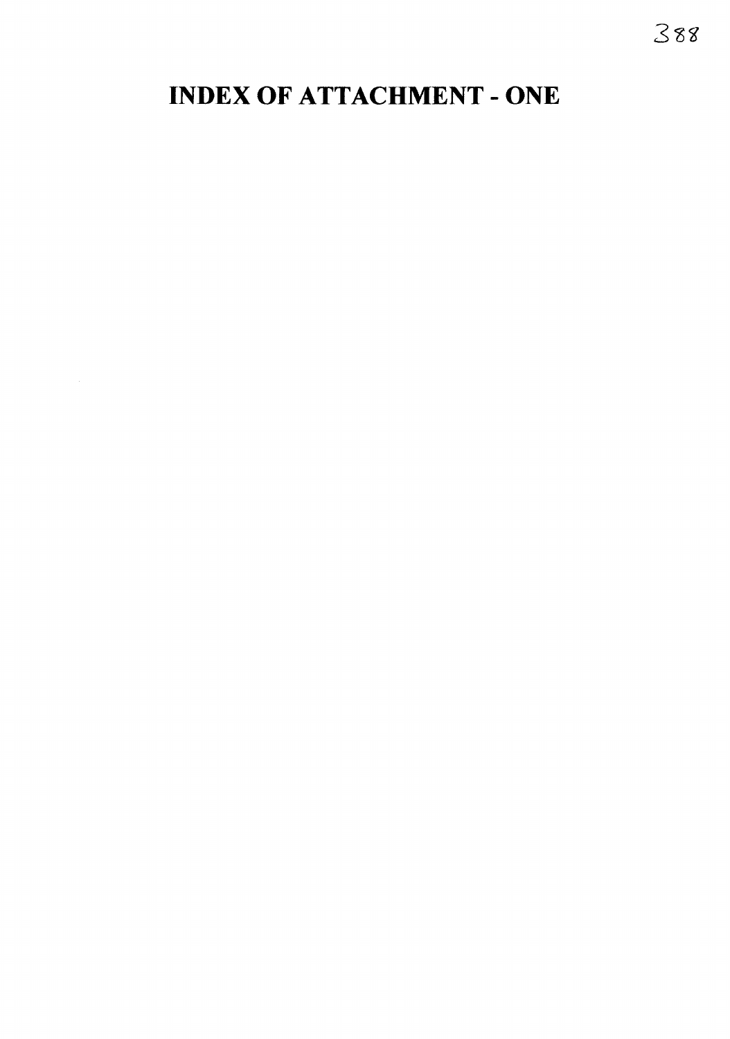# INDEX OF ATTACHMENT - ONE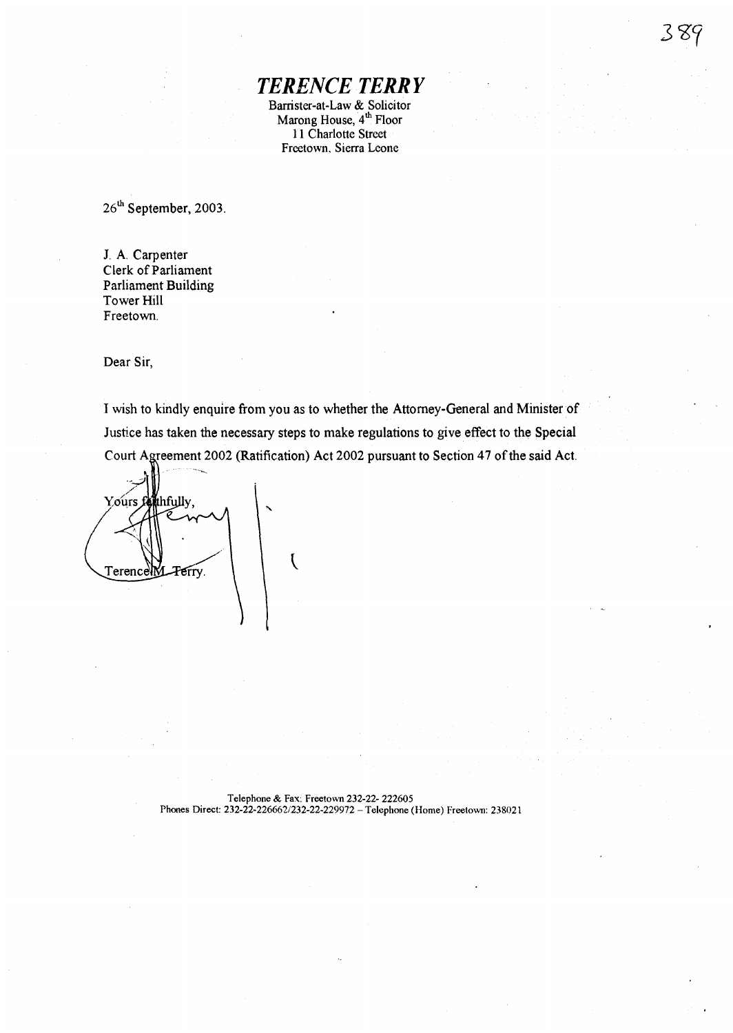# *TERENCE TERRY*

Barrister-at-Law & Solicitor
Marong House, 4th Floor
11 Charlotte Street
Freetown, Sierra Leone

26th September, 2003.

J. A. Carpenter
Clerk of Parliament
Parliament Building
Tower Hill
Freetown.

Dear Sir,

I wish to kindly enquire from you as to whether the Attorney-General and Minister of Justice has taken the necessary steps to make regulations to give effect to the Special Court Agreement 2002 (Ratification) Act 2002 pursuant to Section 47 of the said Act.

Yours faithfully,

Terence M. Terry.

Telephone & Fax: Freetown 232-22- 222605
Phones Direct: 232-22-226662/232-22-229972 – Telephone (Home) Freetown: 238021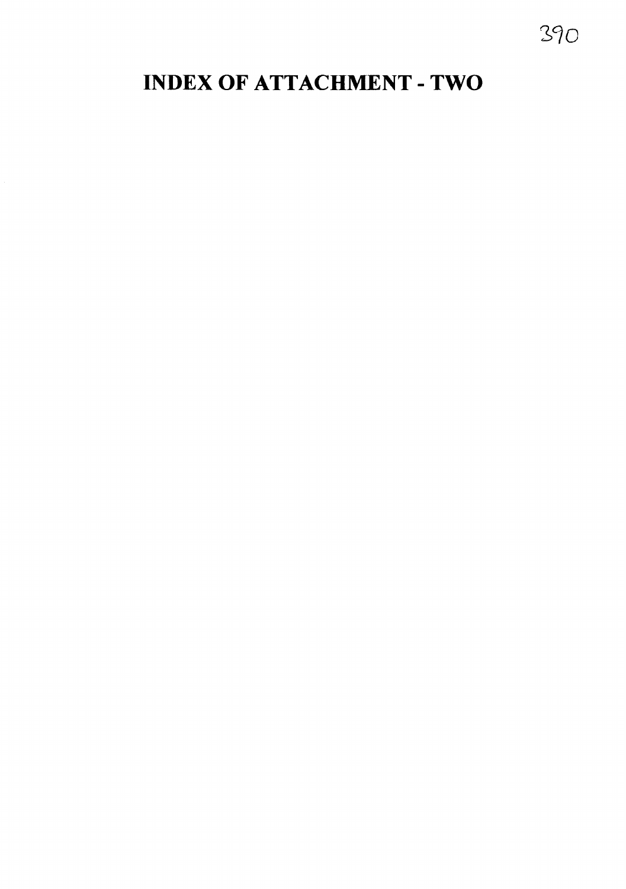# INDEX OF ATTACHMENT - TWO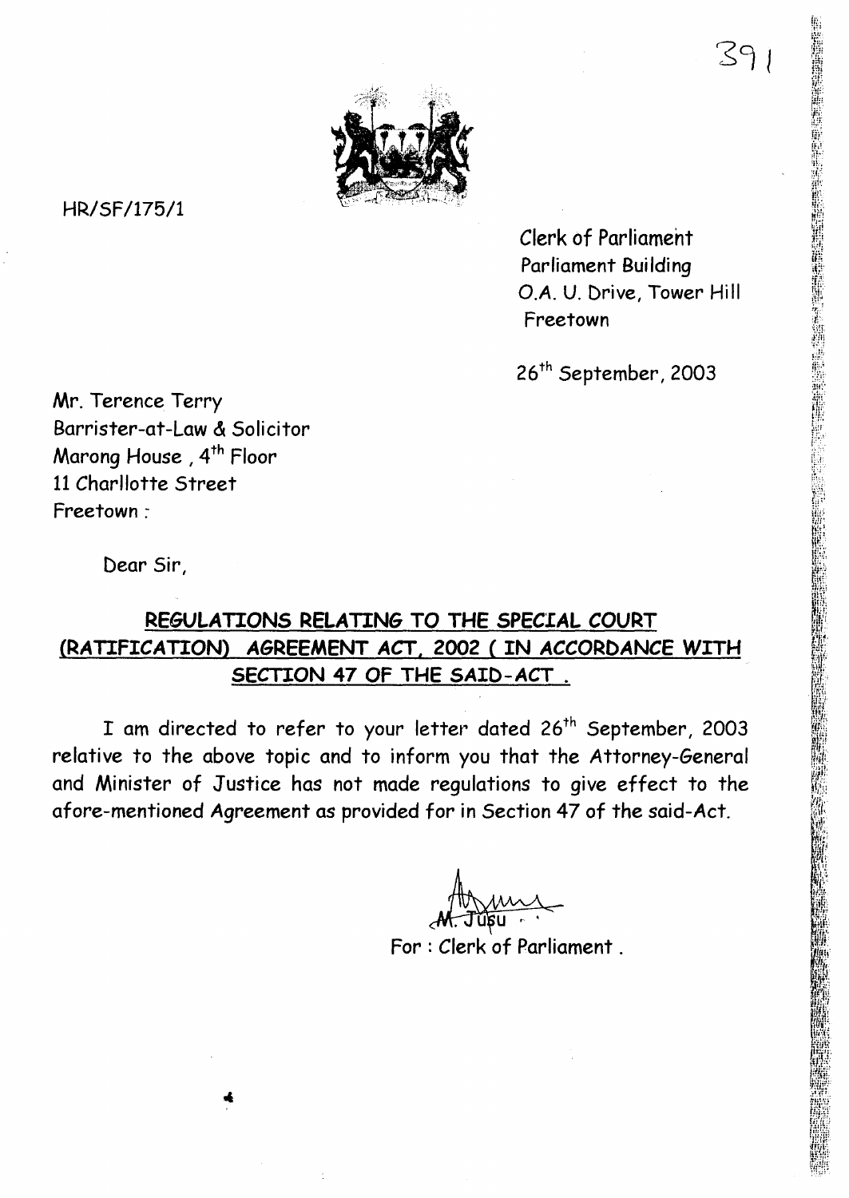HR/SF/175/1

Clerk of Parliament
Parliament Building
O.A. U. Drive, Tower Hill
Freetown

26th September, 2003

Mr. Terence Terry
Barrister-at-Law & Solicitor
Marong House , 4th Floor
11 Charllotte Street
Freetown :

Dear Sir,

**REGULATIONS RELATING TO THE SPECIAL COURT (RATIFICATION) AGREEMENT ACT, 2002 ( IN ACCORDANCE WITH SECTION 47 OF THE SAID-ACT .**

I am directed to refer to your letter dated 26th September, 2003 relative to the above topic and to inform you that the Attorney-General and Minister of Justice has not made regulations to give effect to the afore-mentioned Agreement as provided for in Section 47 of the said-Act.

M. Jusu
For : Clerk of Parliament .